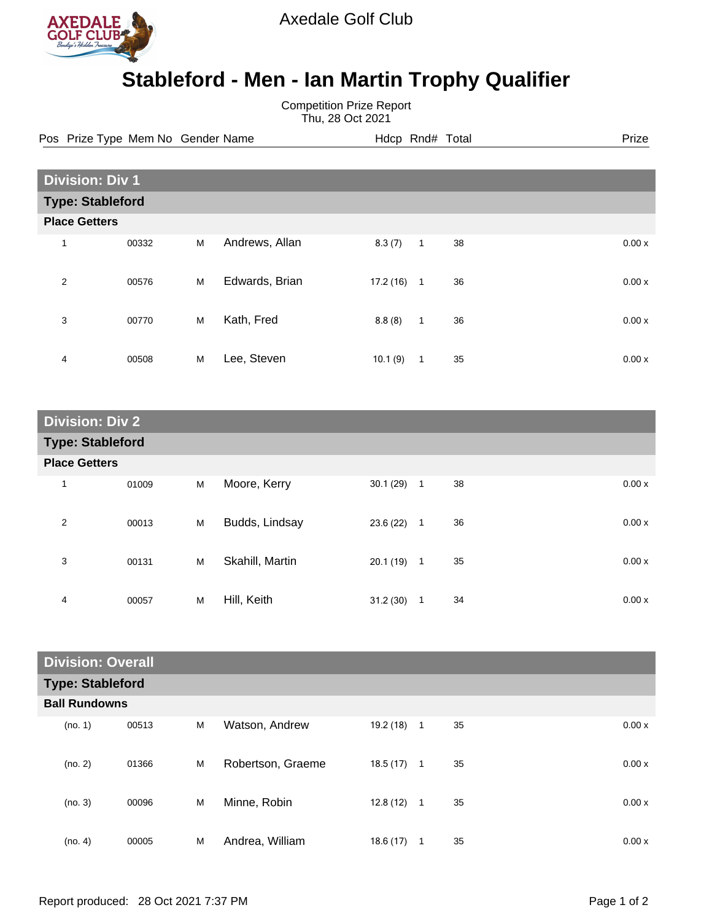Axedale Golf Club

# Stableford - Men - Ian Martin Trophy Qualifier

Competition Prize Report
Thu, 28 Oct 2021

| Pos | Prize Type | Mem No | Gender | Name | Hdcp | Rnd# | Total | Prize |
|---|---|---|---|---|---|---|---|---|
| **Division: Div 1** | | | | | | | | |
| **Type: Stableford** | | | | | | | | |
| **Place Getters** | | | | | | | | |
| 1 | | 00332 | M | Andrews, Allan | 8.3 (7) | 1 | 38 | 0.00 x |
| 2 | | 00576 | M | Edwards, Brian | 17.2 (16) | 1 | 36 | 0.00 x |
| 3 | | 00770 | M | Kath, Fred | 8.8 (8) | 1 | 36 | 0.00 x |
| 4 | | 00508 | M | Lee, Steven | 10.1 (9) | 1 | 35 | 0.00 x |
| **Division: Div 2** | | | | | | | | |
| **Type: Stableford** | | | | | | | | |
| **Place Getters** | | | | | | | | |
| 1 | | 01009 | M | Moore, Kerry | 30.1 (29) | 1 | 38 | 0.00 x |
| 2 | | 00013 | M | Budds, Lindsay | 23.6 (22) | 1 | 36 | 0.00 x |
| 3 | | 00131 | M | Skahill, Martin | 20.1 (19) | 1 | 35 | 0.00 x |
| 4 | | 00057 | M | Hill, Keith | 31.2 (30) | 1 | 34 | 0.00 x |
| **Division: Overall** | | | | | | | | |
| **Type: Stableford** | | | | | | | | |
| **Ball Rundowns** | | | | | | | | |
| (no. 1) | | 00513 | M | Watson, Andrew | 19.2 (18) | 1 | 35 | 0.00 x |
| (no. 2) | | 01366 | M | Robertson, Graeme | 18.5 (17) | 1 | 35 | 0.00 x |
| (no. 3) | | 00096 | M | Minne, Robin | 12.8 (12) | 1 | 35 | 0.00 x |
| (no. 4) | | 00005 | M | Andrea, William | 18.6 (17) | 1 | 35 | 0.00 x |

Report produced: 28 Oct 2021 7:37 PM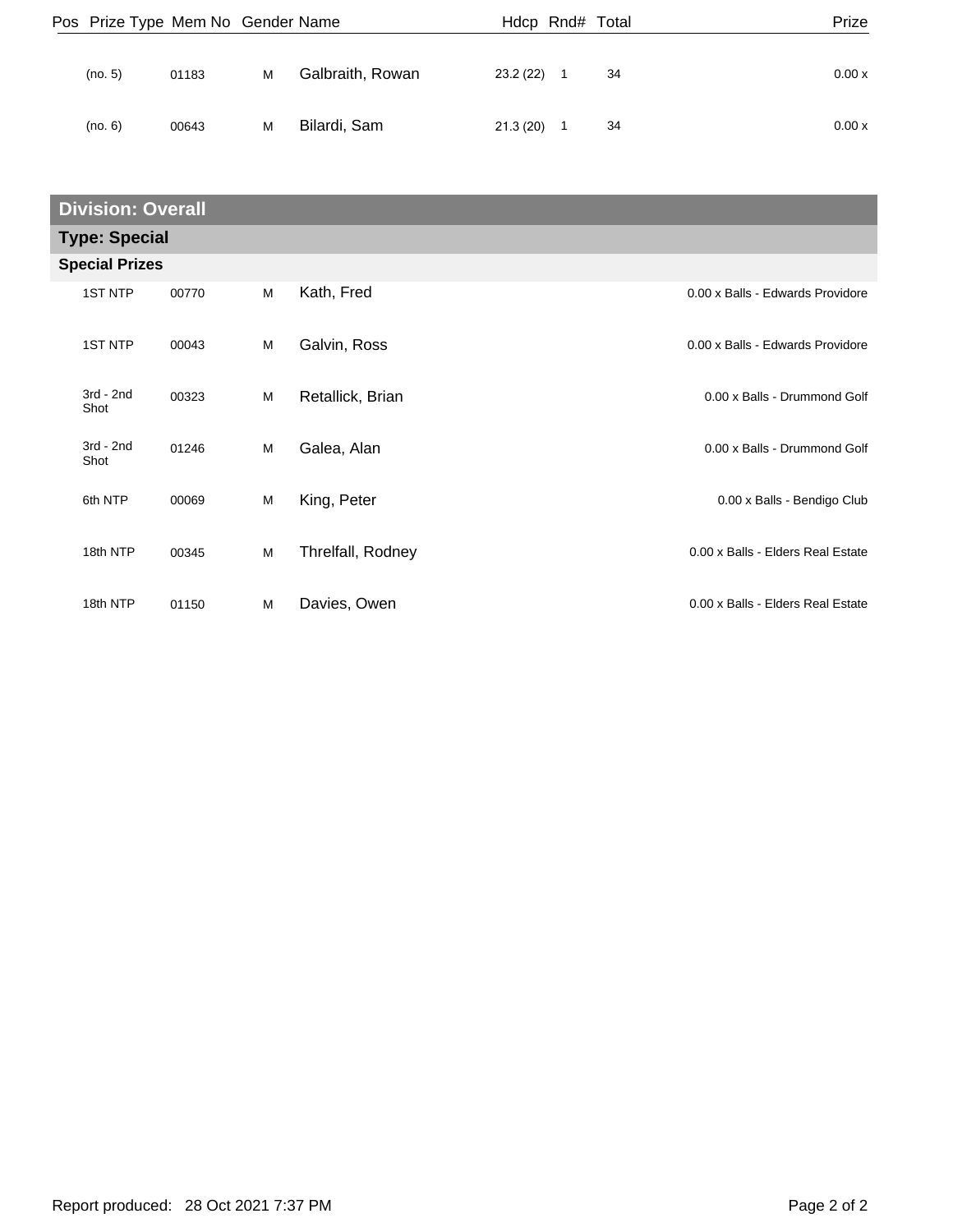| Pos | Prize Type | Mem No | Gender | Name | Hdcp | Rnd# | Total | Prize |
|---|---|---|---|---|---|---|---|---|
| | (no. 5) | 01183 | M | Galbraith, Rowan | 23.2 (22) | 1 | 34 | 0.00 x |
| | (no. 6) | 00643 | M | Bilardi, Sam | 21.3 (20) | 1 | 34 | 0.00 x |

## Division: Overall

### Type: Special

#### Special Prizes

| Prize Type | Mem No | Gender | Name | Prize |
|---|---|---|---|---|
| 1ST NTP | 00770 | M | Kath, Fred | 0.00 x Balls - Edwards Providore |
| 1ST NTP | 00043 | M | Galvin, Ross | 0.00 x Balls - Edwards Providore |
| 3rd - 2nd Shot | 00323 | M | Retallick, Brian | 0.00 x Balls - Drummond Golf |
| 3rd - 2nd Shot | 01246 | M | Galea, Alan | 0.00 x Balls - Drummond Golf |
| 6th NTP | 00069 | M | King, Peter | 0.00 x Balls - Bendigo Club |
| 18th NTP | 00345 | M | Threlfall, Rodney | 0.00 x Balls - Elders Real Estate |
| 18th NTP | 01150 | M | Davies, Owen | 0.00 x Balls - Elders Real Estate |

Report produced: 28 Oct 2021 7:37 PM